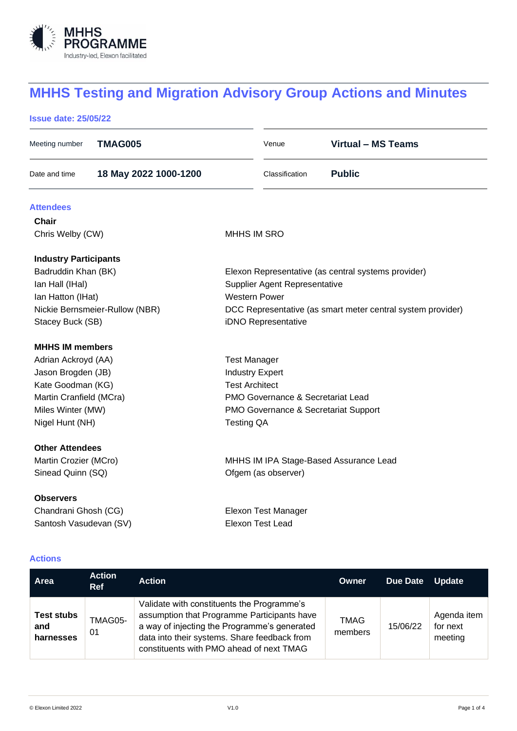# MHHS Testing and Migration Advisory Group Actions and Minutes

**Issue date: 25/05/22**

| | | | |
|---|---|---|---|
| Meeting number | **TMAG005** | Venue | **Virtual – MS Teams** |
| Date and time | **18 May 2022 1000-1200** | Classification | **Public** |

## Attendees

**Chair**

| | |
|---|---|
| Chris Welby (CW) | MHHS IM SRO |

**Industry Participants**

| | |
|---|---|
| Badruddin Khan (BK) | Elexon Representative (as central systems provider) |
| Ian Hall (IHal) | Supplier Agent Representative |
| Ian Hatton (IHat) | Western Power |
| Nickie Bernsmeier-Rullow (NBR) | DCC Representative (as smart meter central system provider) |
| Stacey Buck (SB) | iDNO Representative |

**MHHS IM members**

| | |
|---|---|
| Adrian Ackroyd (AA) | Test Manager |
| Jason Brogden (JB) | Industry Expert |
| Kate Goodman (KG) | Test Architect |
| Martin Cranfield (MCra) | PMO Governance & Secretariat Lead |
| Miles Winter (MW) | PMO Governance & Secretariat Support |
| Nigel Hunt (NH) | Testing QA |

**Other Attendees**

| | |
|---|---|
| Martin Crozier (MCro) | MHHS IM IPA Stage-Based Assurance Lead |
| Sinead Quinn (SQ) | Ofgem (as observer) |

**Observers**

| | |
|---|---|
| Chandrani Ghosh (CG) | Elexon Test Manager |
| Santosh Vasudevan (SV) | Elexon Test Lead |

## Actions

| Area | Action Ref | Action | Owner | Due Date | Update |
|---|---|---|---|---|---|
| **Test stubs and harnesses** | TMAG05-01 | Validate with constituents the Programme's assumption that Programme Participants have a way of injecting the Programme's generated data into their systems. Share feedback from constituents with PMO ahead of next TMAG | TMAG members | 15/06/22 | Agenda item for next meeting |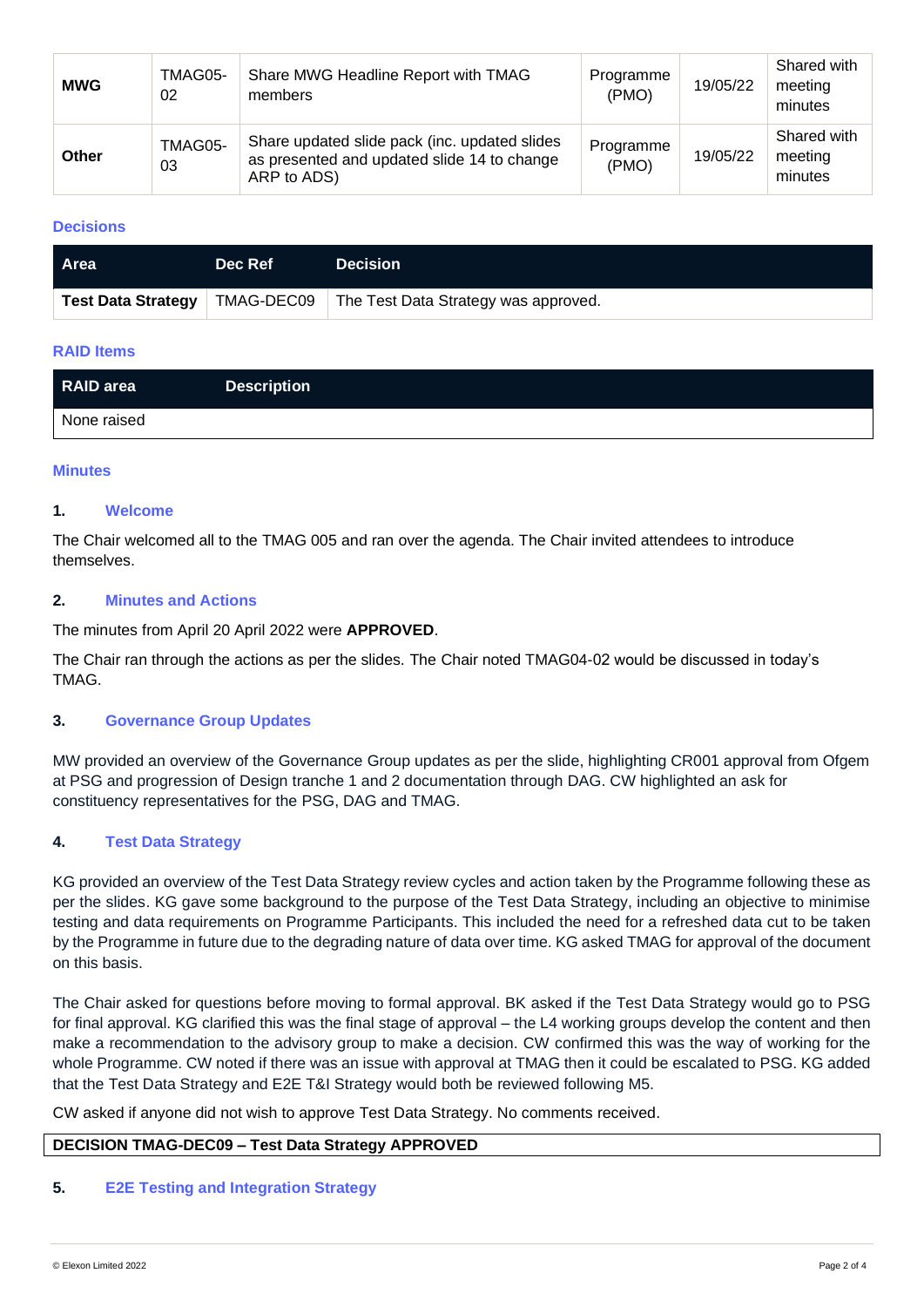| MWG | TMAG05-02 | Share MWG Headline Report with TMAG members | Programme (PMO) | 19/05/22 | Shared with meeting minutes |
|---|---|---|---|---|---|
| **Other** | TMAG05-03 | Share updated slide pack (inc. updated slides as presented and updated slide 14 to change ARP to ADS) | Programme (PMO) | 19/05/22 | Shared with meeting minutes |

### Decisions

| Area | Dec Ref | Decision |
|---|---|---|
| **Test Data Strategy** | TMAG-DEC09 | The Test Data Strategy was approved. |

### RAID Items

| RAID area | Description |
|---|---|
| None raised | |

### Minutes

#### 1. Welcome

The Chair welcomed all to the TMAG 005 and ran over the agenda. The Chair invited attendees to introduce themselves.

#### 2. Minutes and Actions

The minutes from April 20 April 2022 were **APPROVED**.

The Chair ran through the actions as per the slides. The Chair noted TMAG04-02 would be discussed in today's TMAG.

#### 3. Governance Group Updates

MW provided an overview of the Governance Group updates as per the slide, highlighting CR001 approval from Ofgem at PSG and progression of Design tranche 1 and 2 documentation through DAG. CW highlighted an ask for constituency representatives for the PSG, DAG and TMAG.

#### 4. Test Data Strategy

KG provided an overview of the Test Data Strategy review cycles and action taken by the Programme following these as per the slides. KG gave some background to the purpose of the Test Data Strategy, including an objective to minimise testing and data requirements on Programme Participants. This included the need for a refreshed data cut to be taken by the Programme in future due to the degrading nature of data over time. KG asked TMAG for approval of the document on this basis.

The Chair asked for questions before moving to formal approval. BK asked if the Test Data Strategy would go to PSG for final approval. KG clarified this was the final stage of approval – the L4 working groups develop the content and then make a recommendation to the advisory group to make a decision. CW confirmed this was the way of working for the whole Programme. CW noted if there was an issue with approval at TMAG then it could be escalated to PSG. KG added that the Test Data Strategy and E2E T&I Strategy would both be reviewed following M5.

CW asked if anyone did not wish to approve Test Data Strategy. No comments received.

| **DECISION TMAG-DEC09 – Test Data Strategy APPROVED** |
|---|

#### 5. E2E Testing and Integration Strategy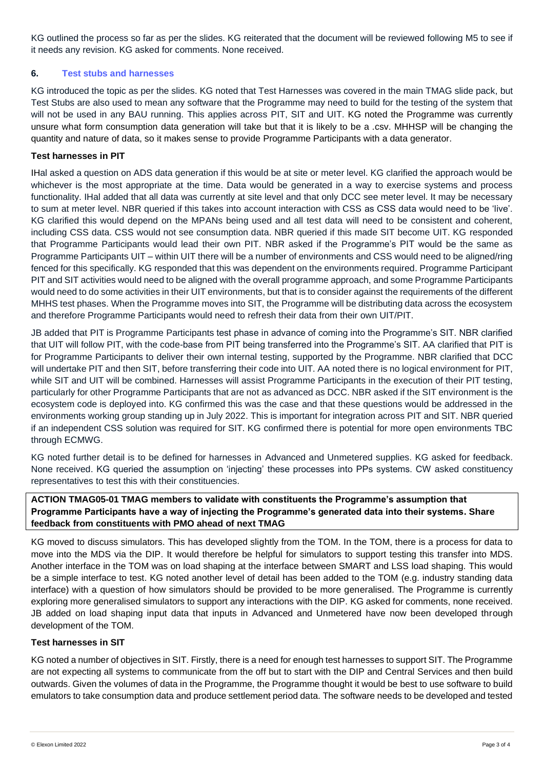KG outlined the process so far as per the slides. KG reiterated that the document will be reviewed following M5 to see if it needs any revision. KG asked for comments. None received.

## 6. Test stubs and harnesses

KG introduced the topic as per the slides. KG noted that Test Harnesses was covered in the main TMAG slide pack, but Test Stubs are also used to mean any software that the Programme may need to build for the testing of the system that will not be used in any BAU running. This applies across PIT, SIT and UIT. KG noted the Programme was currently unsure what form consumption data generation will take but that it is likely to be a .csv. MHHSP will be changing the quantity and nature of data, so it makes sense to provide Programme Participants with a data generator.

### Test harnesses in PIT

IHal asked a question on ADS data generation if this would be at site or meter level. KG clarified the approach would be whichever is the most appropriate at the time. Data would be generated in a way to exercise systems and process functionality. IHal added that all data was currently at site level and that only DCC see meter level. It may be necessary to sum at meter level. NBR queried if this takes into account interaction with CSS as CSS data would need to be 'live'. KG clarified this would depend on the MPANs being used and all test data will need to be consistent and coherent, including CSS data. CSS would not see consumption data. NBR queried if this made SIT become UIT. KG responded that Programme Participants would lead their own PIT. NBR asked if the Programme's PIT would be the same as Programme Participants UIT – within UIT there will be a number of environments and CSS would need to be aligned/ring fenced for this specifically. KG responded that this was dependent on the environments required. Programme Participant PIT and SIT activities would need to be aligned with the overall programme approach, and some Programme Participants would need to do some activities in their UIT environments, but that is to consider against the requirements of the different MHHS test phases. When the Programme moves into SIT, the Programme will be distributing data across the ecosystem and therefore Programme Participants would need to refresh their data from their own UIT/PIT.

JB added that PIT is Programme Participants test phase in advance of coming into the Programme's SIT. NBR clarified that UIT will follow PIT, with the code-base from PIT being transferred into the Programme's SIT. AA clarified that PIT is for Programme Participants to deliver their own internal testing, supported by the Programme. NBR clarified that DCC will undertake PIT and then SIT, before transferring their code into UIT. AA noted there is no logical environment for PIT, while SIT and UIT will be combined. Harnesses will assist Programme Participants in the execution of their PIT testing, particularly for other Programme Participants that are not as advanced as DCC. NBR asked if the SIT environment is the ecosystem code is deployed into. KG confirmed this was the case and that these questions would be addressed in the environments working group standing up in July 2022. This is important for integration across PIT and SIT. NBR queried if an independent CSS solution was required for SIT. KG confirmed there is potential for more open environments TBC through ECMWG.

KG noted further detail is to be defined for harnesses in Advanced and Unmetered supplies. KG asked for feedback. None received. KG queried the assumption on 'injecting' these processes into PPs systems. CW asked constituency representatives to test this with their constituencies.

**ACTION TMAG05-01 TMAG members to validate with constituents the Programme's assumption that Programme Participants have a way of injecting the Programme's generated data into their systems. Share feedback from constituents with PMO ahead of next TMAG**

KG moved to discuss simulators. This has developed slightly from the TOM. In the TOM, there is a process for data to move into the MDS via the DIP. It would therefore be helpful for simulators to support testing this transfer into MDS. Another interface in the TOM was on load shaping at the interface between SMART and LSS load shaping. This would be a simple interface to test. KG noted another level of detail has been added to the TOM (e.g. industry standing data interface) with a question of how simulators should be provided to be more generalised. The Programme is currently exploring more generalised simulators to support any interactions with the DIP. KG asked for comments, none received. JB added on load shaping input data that inputs in Advanced and Unmetered have now been developed through development of the TOM.

### Test harnesses in SIT

KG noted a number of objectives in SIT. Firstly, there is a need for enough test harnesses to support SIT. The Programme are not expecting all systems to communicate from the off but to start with the DIP and Central Services and then build outwards. Given the volumes of data in the Programme, the Programme thought it would be best to use software to build emulators to take consumption data and produce settlement period data. The software needs to be developed and tested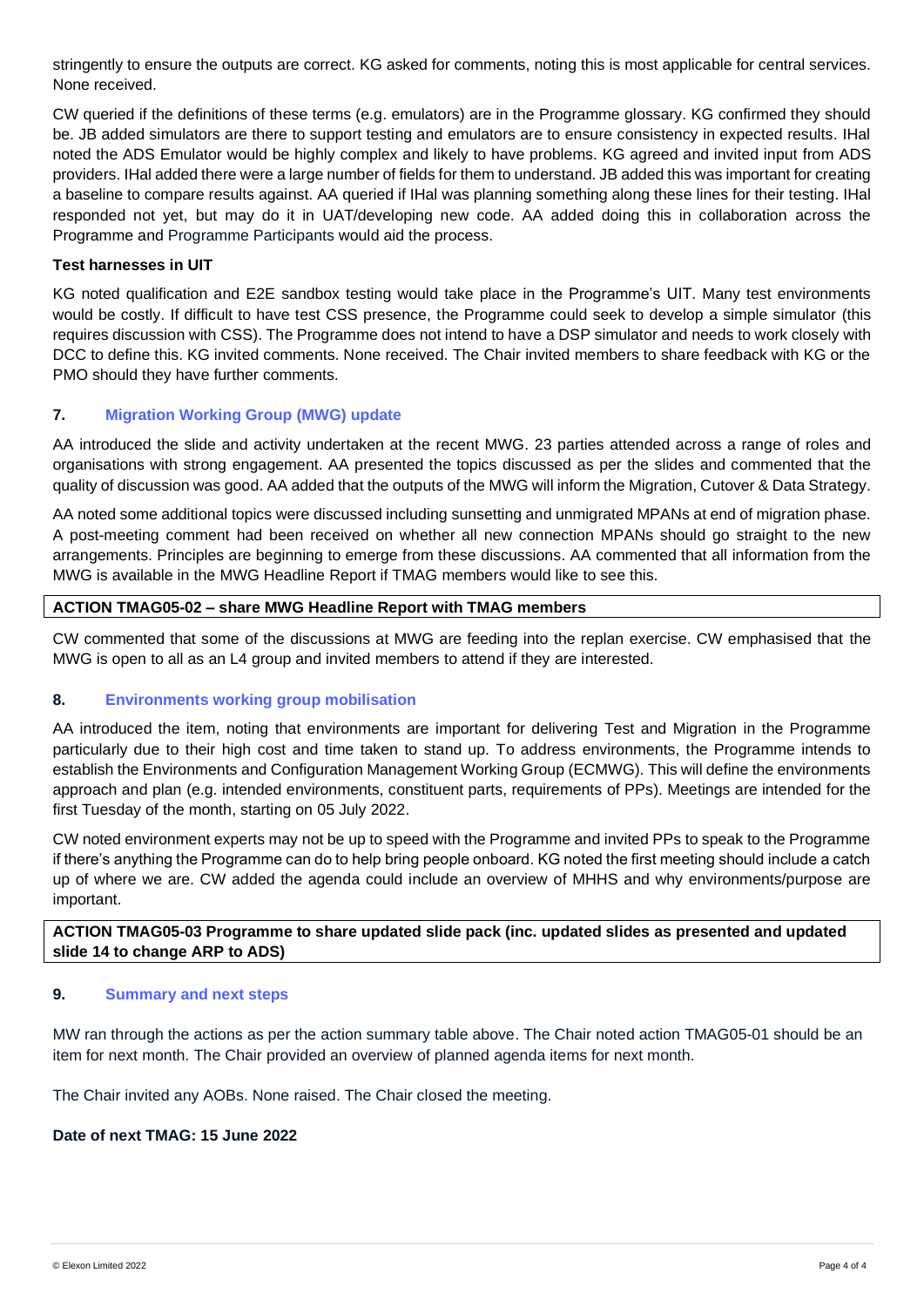stringently to ensure the outputs are correct. KG asked for comments, noting this is most applicable for central services. None received.

CW queried if the definitions of these terms (e.g. emulators) are in the Programme glossary. KG confirmed they should be. JB added simulators are there to support testing and emulators are to ensure consistency in expected results. IHal noted the ADS Emulator would be highly complex and likely to have problems. KG agreed and invited input from ADS providers. IHal added there were a large number of fields for them to understand. JB added this was important for creating a baseline to compare results against. AA queried if IHal was planning something along these lines for their testing. IHal responded not yet, but may do it in UAT/developing new code. AA added doing this in collaboration across the Programme and Programme Participants would aid the process.

**Test harnesses in UIT**

KG noted qualification and E2E sandbox testing would take place in the Programme's UIT. Many test environments would be costly. If difficult to have test CSS presence, the Programme could seek to develop a simple simulator (this requires discussion with CSS). The Programme does not intend to have a DSP simulator and needs to work closely with DCC to define this. KG invited comments. None received. The Chair invited members to share feedback with KG or the PMO should they have further comments.

## 7. Migration Working Group (MWG) update

AA introduced the slide and activity undertaken at the recent MWG. 23 parties attended across a range of roles and organisations with strong engagement. AA presented the topics discussed as per the slides and commented that the quality of discussion was good. AA added that the outputs of the MWG will inform the Migration, Cutover & Data Strategy.

AA noted some additional topics were discussed including sunsetting and unmigrated MPANs at end of migration phase. A post-meeting comment had been received on whether all new connection MPANs should go straight to the new arrangements. Principles are beginning to emerge from these discussions. AA commented that all information from the MWG is available in the MWG Headline Report if TMAG members would like to see this.

**ACTION TMAG05-02 – share MWG Headline Report with TMAG members**

CW commented that some of the discussions at MWG are feeding into the replan exercise. CW emphasised that the MWG is open to all as an L4 group and invited members to attend if they are interested.

## 8. Environments working group mobilisation

AA introduced the item, noting that environments are important for delivering Test and Migration in the Programme particularly due to their high cost and time taken to stand up. To address environments, the Programme intends to establish the Environments and Configuration Management Working Group (ECMWG). This will define the environments approach and plan (e.g. intended environments, constituent parts, requirements of PPs). Meetings are intended for the first Tuesday of the month, starting on 05 July 2022.

CW noted environment experts may not be up to speed with the Programme and invited PPs to speak to the Programme if there's anything the Programme can do to help bring people onboard. KG noted the first meeting should include a catch up of where we are. CW added the agenda could include an overview of MHHS and why environments/purpose are important.

**ACTION TMAG05-03 Programme to share updated slide pack (inc. updated slides as presented and updated slide 14 to change ARP to ADS)**

## 9. Summary and next steps

MW ran through the actions as per the action summary table above. The Chair noted action TMAG05-01 should be an item for next month. The Chair provided an overview of planned agenda items for next month.

The Chair invited any AOBs. None raised. The Chair closed the meeting.

**Date of next TMAG: 15 June 2022**

© Elexon Limited 2022